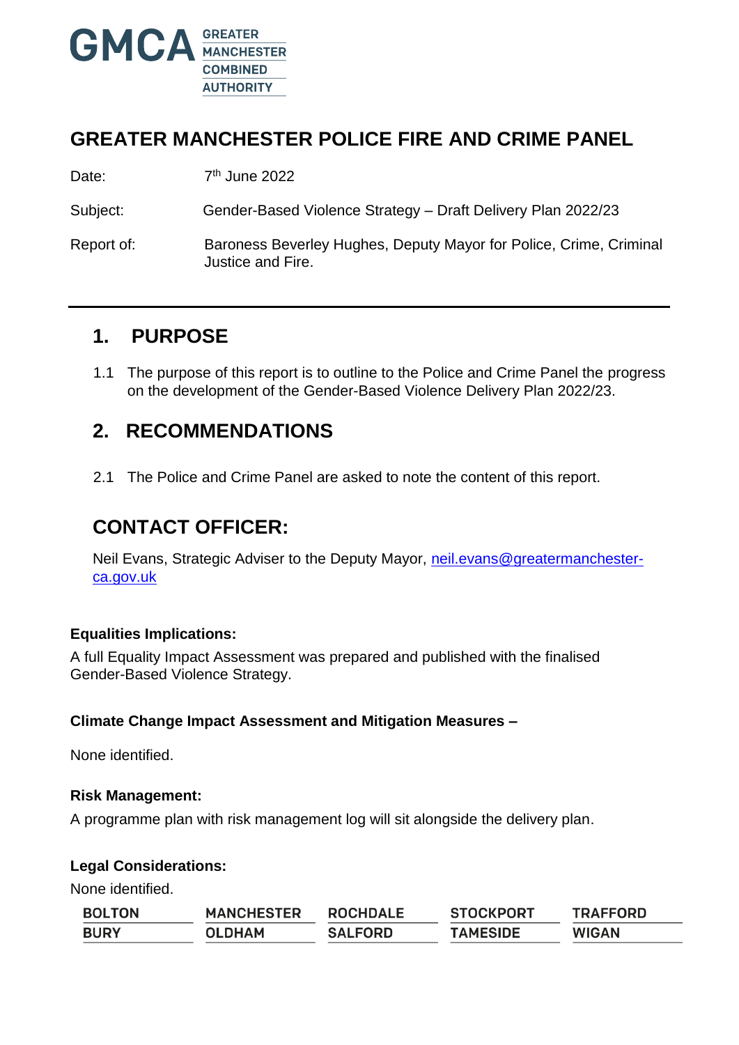GMCA GREATER MANCHESTER COMBINED AUTHORITY

# GREATER MANCHESTER POLICE FIRE AND CRIME PANEL

Date: 7th June 2022

Subject: Gender-Based Violence Strategy – Draft Delivery Plan 2022/23

Report of: Baroness Beverley Hughes, Deputy Mayor for Police, Crime, Criminal Justice and Fire.

## 1. PURPOSE

1.1 The purpose of this report is to outline to the Police and Crime Panel the progress on the development of the Gender-Based Violence Delivery Plan 2022/23.

## 2. RECOMMENDATIONS

2.1 The Police and Crime Panel are asked to note the content of this report.

## CONTACT OFFICER:

Neil Evans, Strategic Adviser to the Deputy Mayor, neil.evans@greatermanchester-ca.gov.uk

**Equalities Implications:**

A full Equality Impact Assessment was prepared and published with the finalised Gender-Based Violence Strategy.

**Climate Change Impact Assessment and Mitigation Measures –**

None identified.

**Risk Management:**

A programme plan with risk management log will sit alongside the delivery plan.

**Legal Considerations:**

None identified.

| | | | | |
|---|---|---|---|---|
| BOLTON | MANCHESTER | ROCHDALE | STOCKPORT | TRAFFORD |
| BURY | OLDHAM | SALFORD | TAMESIDE | WIGAN |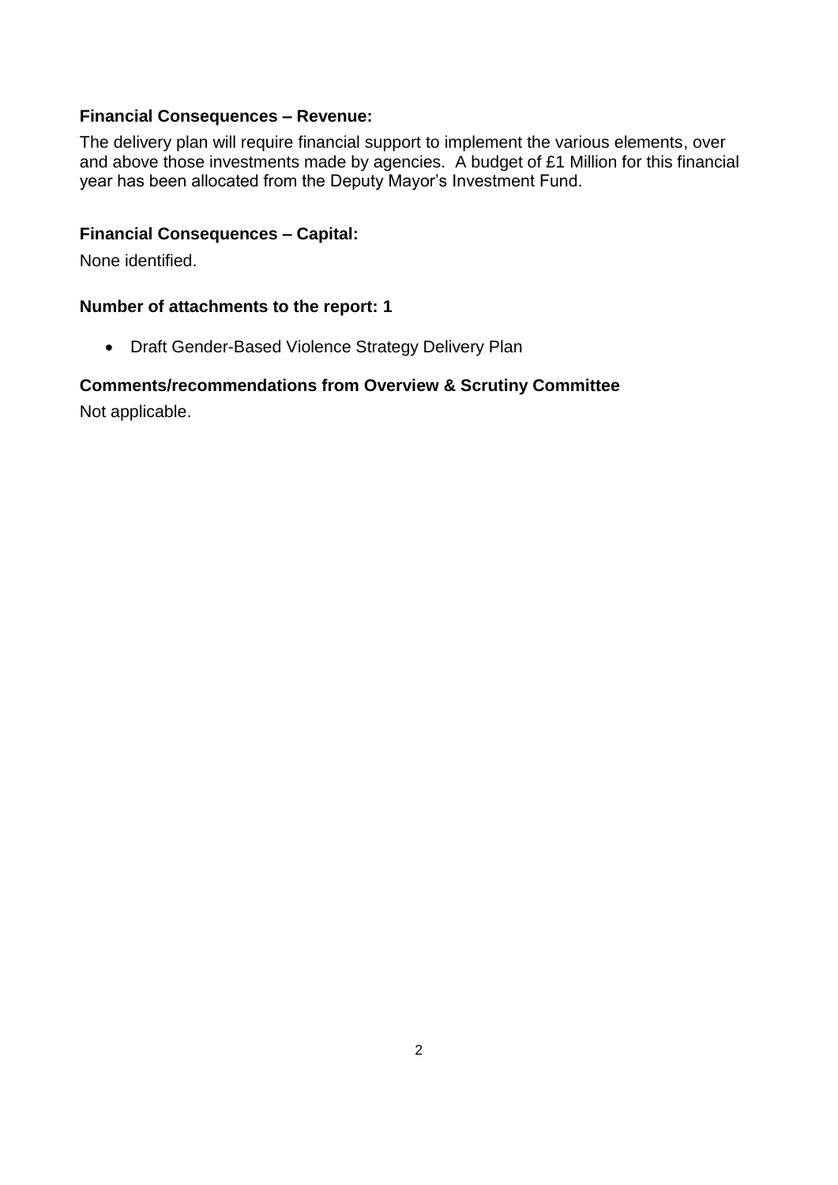**Financial Consequences – Revenue:**

The delivery plan will require financial support to implement the various elements, over and above those investments made by agencies. A budget of £1 Million for this financial year has been allocated from the Deputy Mayor's Investment Fund.

**Financial Consequences – Capital:**

None identified.

**Number of attachments to the report: 1**

- Draft Gender-Based Violence Strategy Delivery Plan

**Comments/recommendations from Overview & Scrutiny Committee**

Not applicable.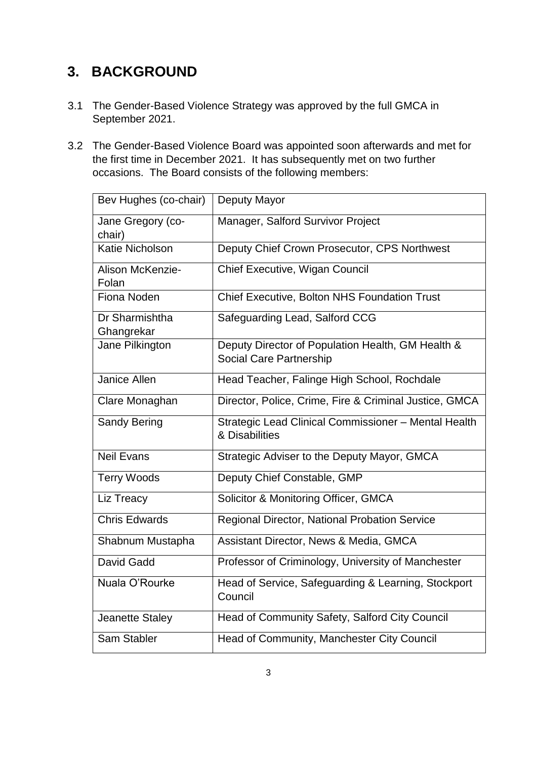## 3. BACKGROUND

3.1 The Gender-Based Violence Strategy was approved by the full GMCA in September 2021.

3.2 The Gender-Based Violence Board was appointed soon afterwards and met for the first time in December 2021. It has subsequently met on two further occasions. The Board consists of the following members:

| | |
|---|---|
| Bev Hughes (co-chair) | Deputy Mayor |
| Jane Gregory (co-chair) | Manager, Salford Survivor Project |
| Katie Nicholson | Deputy Chief Crown Prosecutor, CPS Northwest |
| Alison McKenzie-Folan | Chief Executive, Wigan Council |
| Fiona Noden | Chief Executive, Bolton NHS Foundation Trust |
| Dr Sharmishtha Ghangrekar | Safeguarding Lead, Salford CCG |
| Jane Pilkington | Deputy Director of Population Health, GM Health & Social Care Partnership |
| Janice Allen | Head Teacher, Falinge High School, Rochdale |
| Clare Monaghan | Director, Police, Crime, Fire & Criminal Justice, GMCA |
| Sandy Bering | Strategic Lead Clinical Commissioner – Mental Health & Disabilities |
| Neil Evans | Strategic Adviser to the Deputy Mayor, GMCA |
| Terry Woods | Deputy Chief Constable, GMP |
| Liz Treacy | Solicitor & Monitoring Officer, GMCA |
| Chris Edwards | Regional Director, National Probation Service |
| Shabnum Mustapha | Assistant Director, News & Media, GMCA |
| David Gadd | Professor of Criminology, University of Manchester |
| Nuala O'Rourke | Head of Service, Safeguarding & Learning, Stockport Council |
| Jeanette Staley | Head of Community Safety, Salford City Council |
| Sam Stabler | Head of Community, Manchester City Council |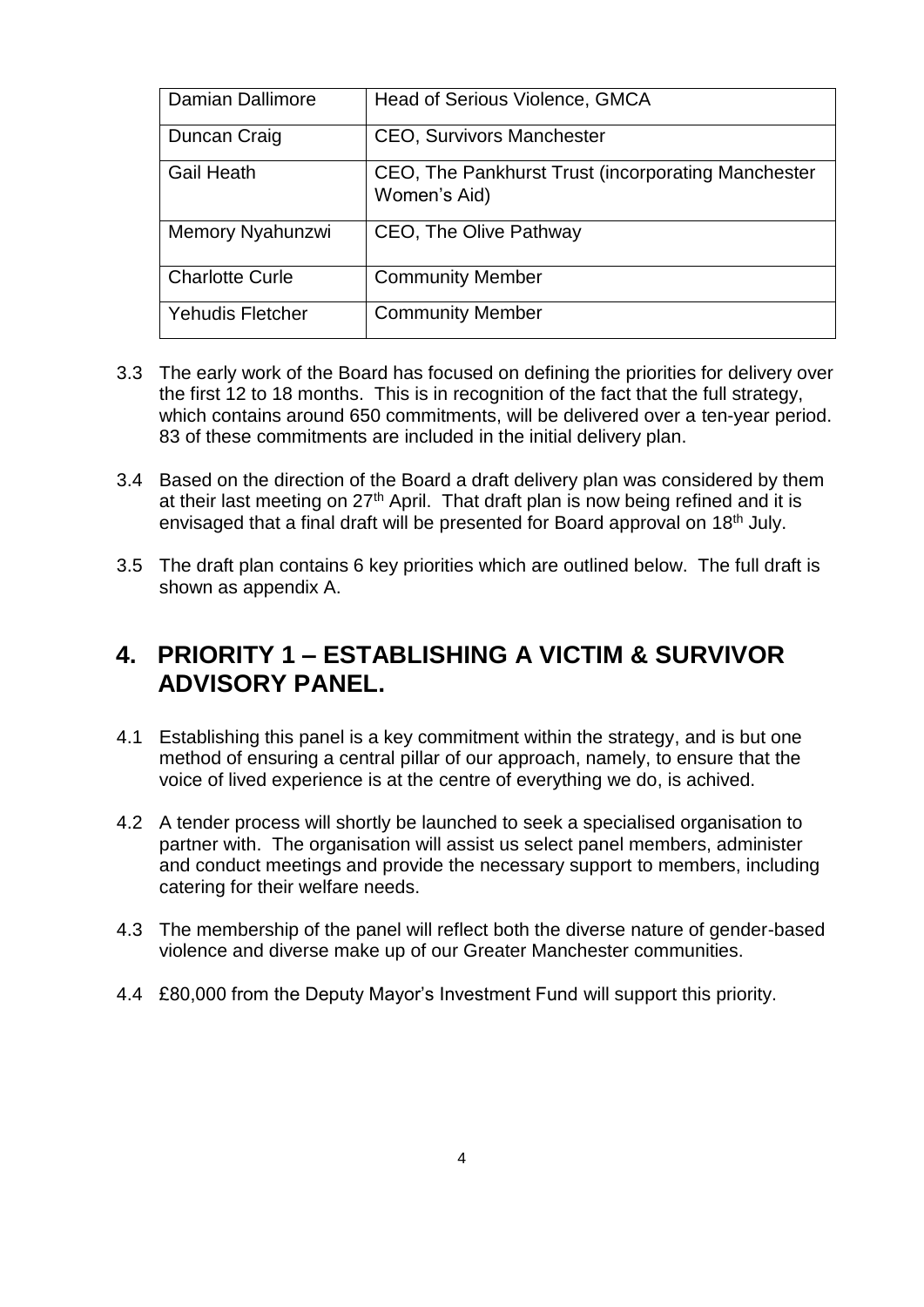| | |
|---|---|
| Damian Dallimore | Head of Serious Violence, GMCA |
| Duncan Craig | CEO, Survivors Manchester |
| Gail Heath | CEO, The Pankhurst Trust (incorporating Manchester Women's Aid) |
| Memory Nyahunzwi | CEO, The Olive Pathway |
| Charlotte Curle | Community Member |
| Yehudis Fletcher | Community Member |

3.3 The early work of the Board has focused on defining the priorities for delivery over the first 12 to 18 months. This is in recognition of the fact that the full strategy, which contains around 650 commitments, will be delivered over a ten-year period. 83 of these commitments are included in the initial delivery plan.

3.4 Based on the direction of the Board a draft delivery plan was considered by them at their last meeting on 27th April. That draft plan is now being refined and it is envisaged that a final draft will be presented for Board approval on 18th July.

3.5 The draft plan contains 6 key priorities which are outlined below. The full draft is shown as appendix A.

## 4. PRIORITY 1 – ESTABLISHING A VICTIM & SURVIVOR ADVISORY PANEL.

4.1 Establishing this panel is a key commitment within the strategy, and is but one method of ensuring a central pillar of our approach, namely, to ensure that the voice of lived experience is at the centre of everything we do, is achived.

4.2 A tender process will shortly be launched to seek a specialised organisation to partner with. The organisation will assist us select panel members, administer and conduct meetings and provide the necessary support to members, including catering for their welfare needs.

4.3 The membership of the panel will reflect both the diverse nature of gender-based violence and diverse make up of our Greater Manchester communities.

4.4 £80,000 from the Deputy Mayor's Investment Fund will support this priority.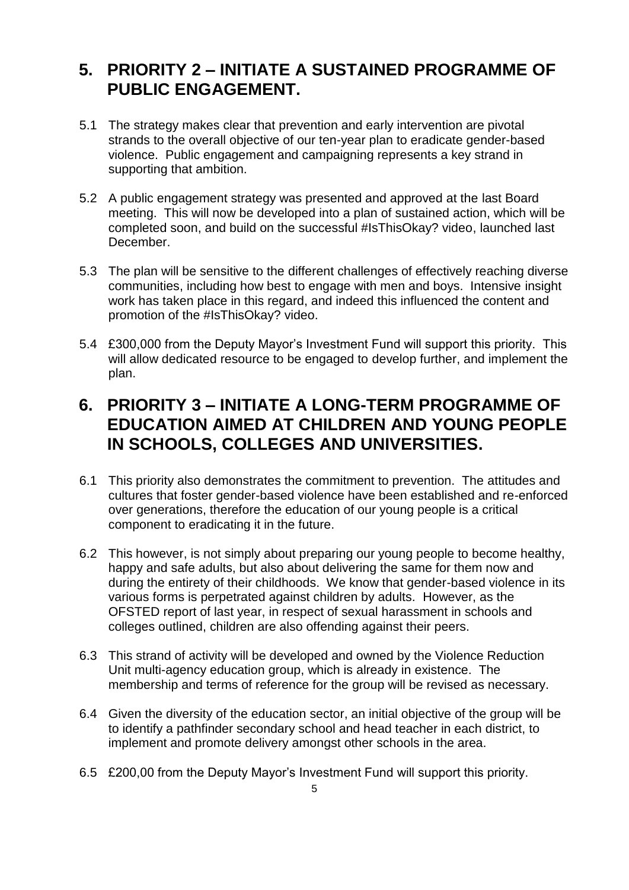## 5. PRIORITY 2 – INITIATE A SUSTAINED PROGRAMME OF PUBLIC ENGAGEMENT.

5.1 The strategy makes clear that prevention and early intervention are pivotal strands to the overall objective of our ten-year plan to eradicate gender-based violence. Public engagement and campaigning represents a key strand in supporting that ambition.

5.2 A public engagement strategy was presented and approved at the last Board meeting. This will now be developed into a plan of sustained action, which will be completed soon, and build on the successful #IsThisOkay? video, launched last December.

5.3 The plan will be sensitive to the different challenges of effectively reaching diverse communities, including how best to engage with men and boys. Intensive insight work has taken place in this regard, and indeed this influenced the content and promotion of the #IsThisOkay? video.

5.4 £300,000 from the Deputy Mayor's Investment Fund will support this priority. This will allow dedicated resource to be engaged to develop further, and implement the plan.

## 6. PRIORITY 3 – INITIATE A LONG-TERM PROGRAMME OF EDUCATION AIMED AT CHILDREN AND YOUNG PEOPLE IN SCHOOLS, COLLEGES AND UNIVERSITIES.

6.1 This priority also demonstrates the commitment to prevention. The attitudes and cultures that foster gender-based violence have been established and re-enforced over generations, therefore the education of our young people is a critical component to eradicating it in the future.

6.2 This however, is not simply about preparing our young people to become healthy, happy and safe adults, but also about delivering the same for them now and during the entirety of their childhoods. We know that gender-based violence in its various forms is perpetrated against children by adults. However, as the OFSTED report of last year, in respect of sexual harassment in schools and colleges outlined, children are also offending against their peers.

6.3 This strand of activity will be developed and owned by the Violence Reduction Unit multi-agency education group, which is already in existence. The membership and terms of reference for the group will be revised as necessary.

6.4 Given the diversity of the education sector, an initial objective of the group will be to identify a pathfinder secondary school and head teacher in each district, to implement and promote delivery amongst other schools in the area.

6.5 £200,00 from the Deputy Mayor's Investment Fund will support this priority.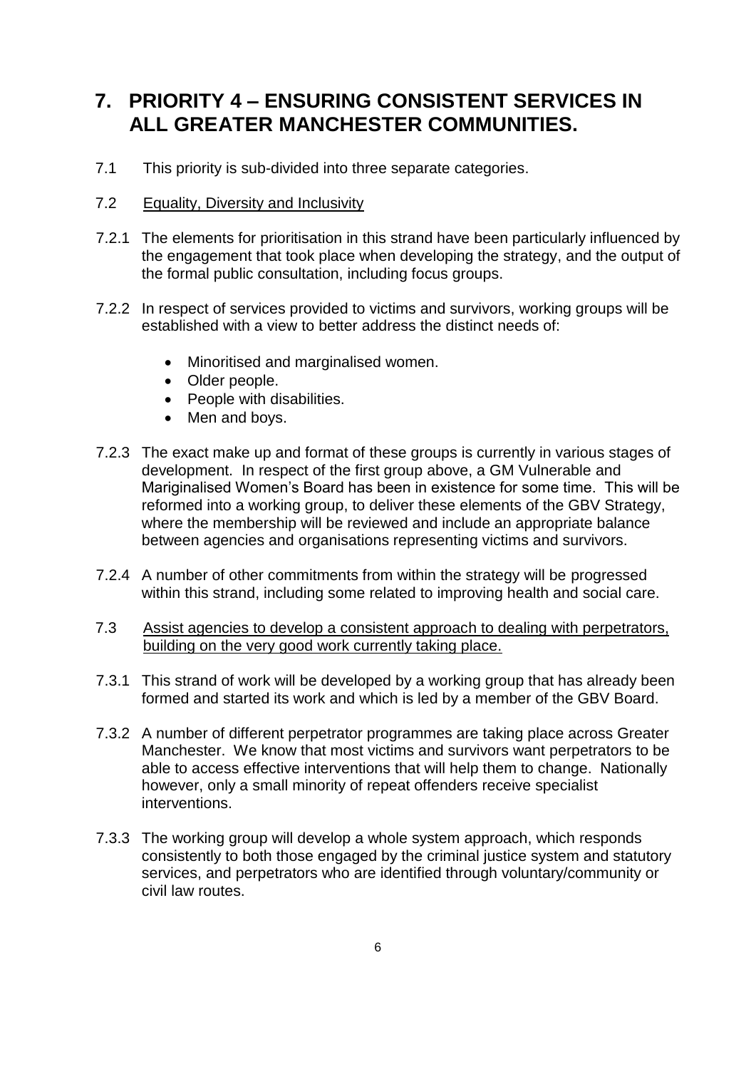# 7. PRIORITY 4 – ENSURING CONSISTENT SERVICES IN ALL GREATER MANCHESTER COMMUNITIES.

7.1 This priority is sub-divided into three separate categories.

7.2 Equality, Diversity and Inclusivity

7.2.1 The elements for prioritisation in this strand have been particularly influenced by the engagement that took place when developing the strategy, and the output of the formal public consultation, including focus groups.

7.2.2 In respect of services provided to victims and survivors, working groups will be established with a view to better address the distinct needs of:

- Minoritised and marginalised women.
- Older people.
- People with disabilities.
- Men and boys.

7.2.3 The exact make up and format of these groups is currently in various stages of development. In respect of the first group above, a GM Vulnerable and Mariginalised Women's Board has been in existence for some time. This will be reformed into a working group, to deliver these elements of the GBV Strategy, where the membership will be reviewed and include an appropriate balance between agencies and organisations representing victims and survivors.

7.2.4 A number of other commitments from within the strategy will be progressed within this strand, including some related to improving health and social care.

7.3 Assist agencies to develop a consistent approach to dealing with perpetrators, building on the very good work currently taking place.

7.3.1 This strand of work will be developed by a working group that has already been formed and started its work and which is led by a member of the GBV Board.

7.3.2 A number of different perpetrator programmes are taking place across Greater Manchester. We know that most victims and survivors want perpetrators to be able to access effective interventions that will help them to change. Nationally however, only a small minority of repeat offenders receive specialist interventions.

7.3.3 The working group will develop a whole system approach, which responds consistently to both those engaged by the criminal justice system and statutory services, and perpetrators who are identified through voluntary/community or civil law routes.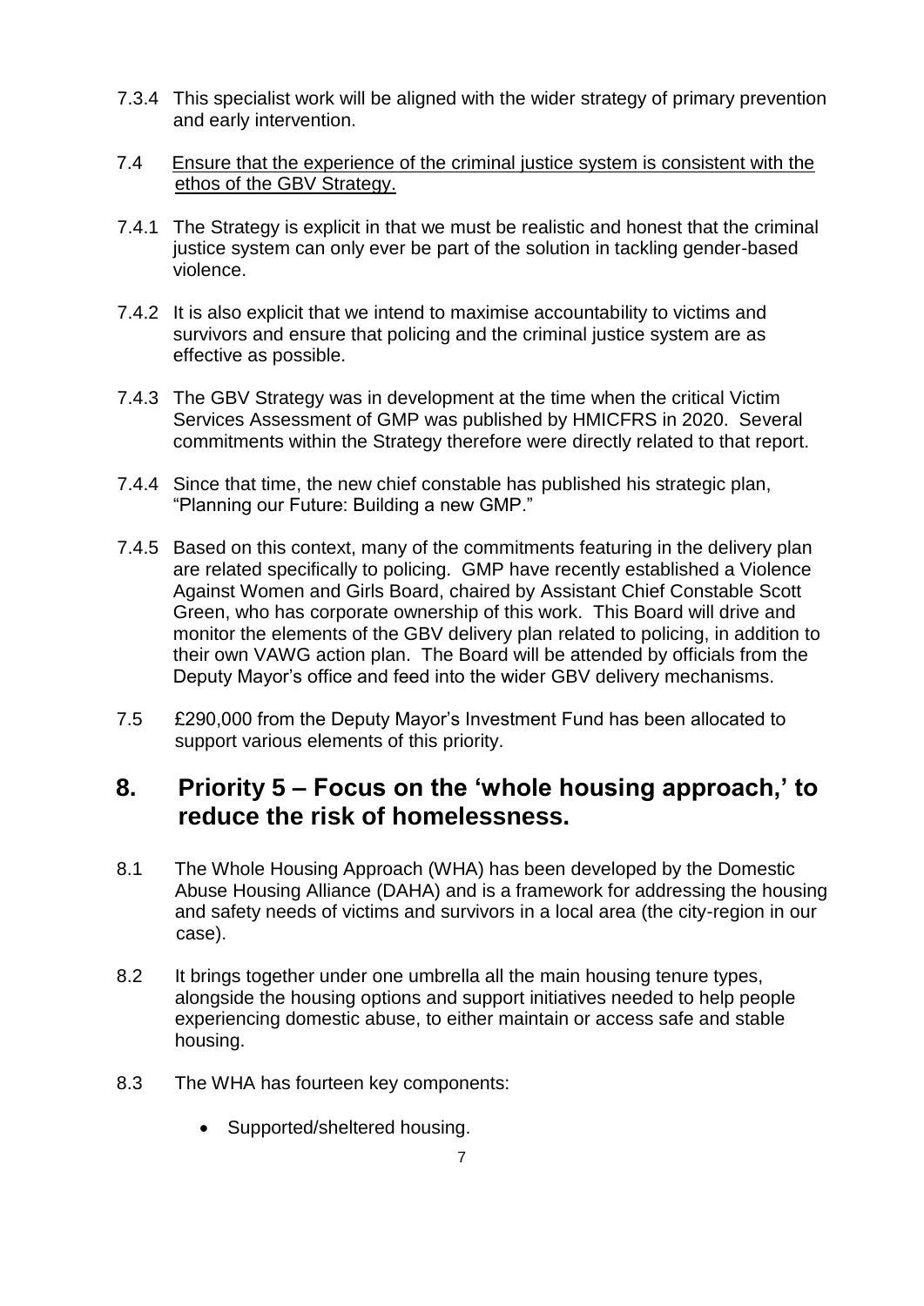7.3.4 This specialist work will be aligned with the wider strategy of primary prevention and early intervention.

7.4 <u>Ensure that the experience of the criminal justice system is consistent with the ethos of the GBV Strategy.</u>

7.4.1 The Strategy is explicit in that we must be realistic and honest that the criminal justice system can only ever be part of the solution in tackling gender-based violence.

7.4.2 It is also explicit that we intend to maximise accountability to victims and survivors and ensure that policing and the criminal justice system are as effective as possible.

7.4.3 The GBV Strategy was in development at the time when the critical Victim Services Assessment of GMP was published by HMICFRS in 2020. Several commitments within the Strategy therefore were directly related to that report.

7.4.4 Since that time, the new chief constable has published his strategic plan, "Planning our Future: Building a new GMP."

7.4.5 Based on this context, many of the commitments featuring in the delivery plan are related specifically to policing. GMP have recently established a Violence Against Women and Girls Board, chaired by Assistant Chief Constable Scott Green, who has corporate ownership of this work. This Board will drive and monitor the elements of the GBV delivery plan related to policing, in addition to their own VAWG action plan. The Board will be attended by officials from the Deputy Mayor's office and feed into the wider GBV delivery mechanisms.

7.5 £290,000 from the Deputy Mayor's Investment Fund has been allocated to support various elements of this priority.

## 8. Priority 5 – Focus on the 'whole housing approach,' to reduce the risk of homelessness.

8.1 The Whole Housing Approach (WHA) has been developed by the Domestic Abuse Housing Alliance (DAHA) and is a framework for addressing the housing and safety needs of victims and survivors in a local area (the city-region in our case).

8.2 It brings together under one umbrella all the main housing tenure types, alongside the housing options and support initiatives needed to help people experiencing domestic abuse, to either maintain or access safe and stable housing.

8.3 The WHA has fourteen key components:

- Supported/sheltered housing.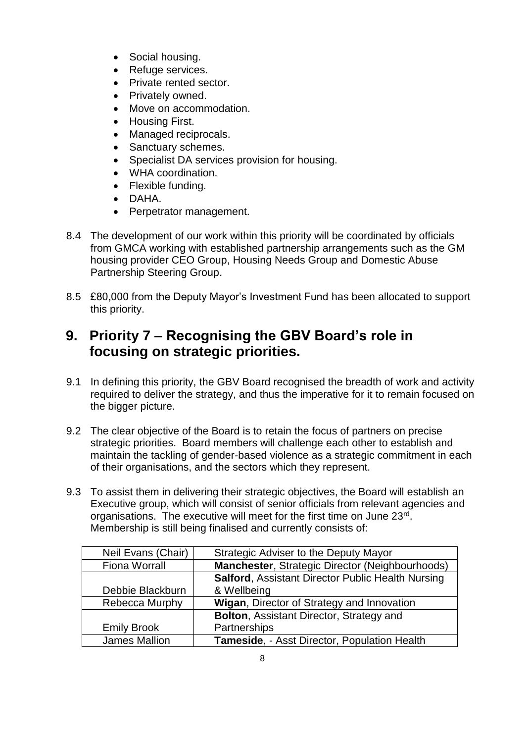- Social housing.
- Refuge services.
- Private rented sector.
- Privately owned.
- Move on accommodation.
- Housing First.
- Managed reciprocals.
- Sanctuary schemes.
- Specialist DA services provision for housing.
- WHA coordination.
- Flexible funding.
- DAHA.
- Perpetrator management.

8.4 The development of our work within this priority will be coordinated by officials from GMCA working with established partnership arrangements such as the GM housing provider CEO Group, Housing Needs Group and Domestic Abuse Partnership Steering Group.

8.5 £80,000 from the Deputy Mayor's Investment Fund has been allocated to support this priority.

## 9. Priority 7 – Recognising the GBV Board's role in focusing on strategic priorities.

9.1 In defining this priority, the GBV Board recognised the breadth of work and activity required to deliver the strategy, and thus the imperative for it to remain focused on the bigger picture.

9.2 The clear objective of the Board is to retain the focus of partners on precise strategic priorities. Board members will challenge each other to establish and maintain the tackling of gender-based violence as a strategic commitment in each of their organisations, and the sectors which they represent.

9.3 To assist them in delivering their strategic objectives, the Board will establish an Executive group, which will consist of senior officials from relevant agencies and organisations. The executive will meet for the first time on June 23rd. Membership is still being finalised and currently consists of:

| Name | Role |
|---|---|
| Neil Evans (Chair) | Strategic Adviser to the Deputy Mayor |
| Fiona Worrall | **Manchester**, Strategic Director (Neighbourhoods) |
| Debbie Blackburn | **Salford**, Assistant Director Public Health Nursing & Wellbeing |
| Rebecca Murphy | **Wigan**, Director of Strategy and Innovation |
| Emily Brook | **Bolton**, Assistant Director, Strategy and Partnerships |
| James Mallion | **Tameside**, - Asst Director, Population Health |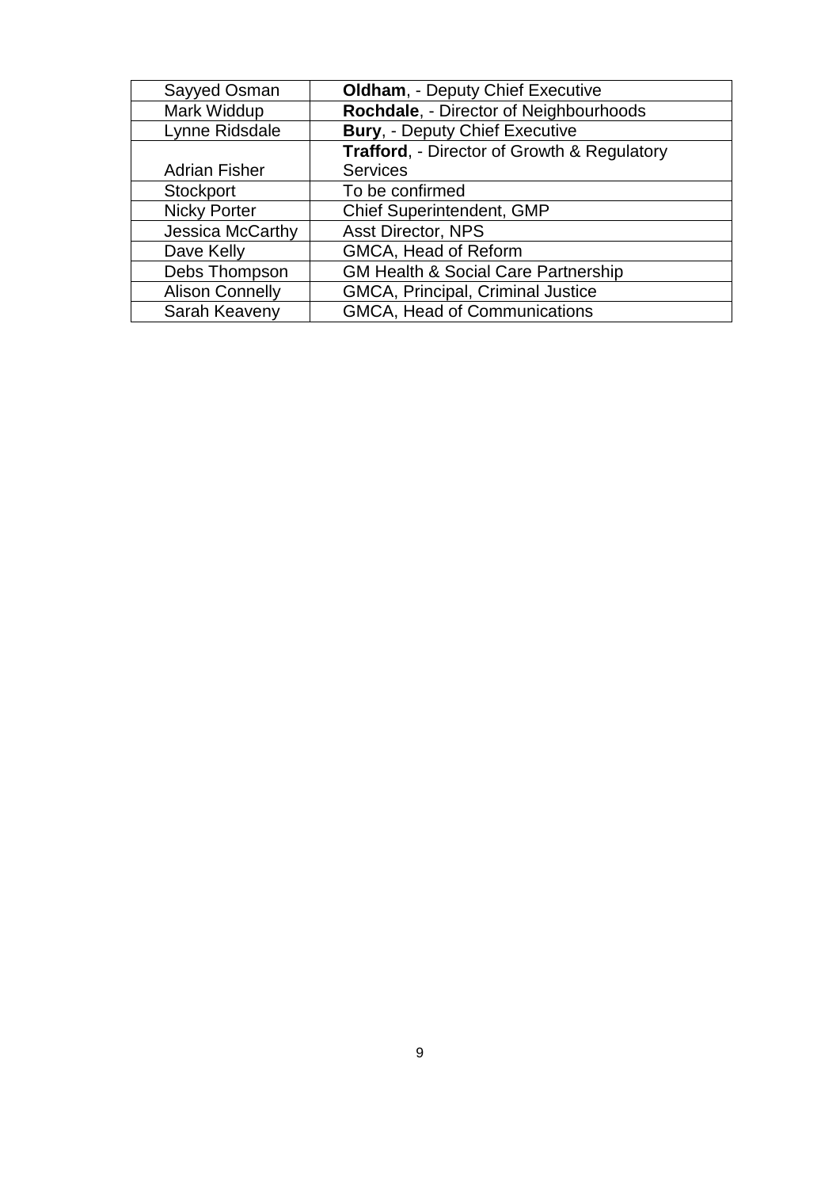| | |
|---|---|
| Sayyed Osman | **Oldham**, - Deputy Chief Executive |
| Mark Widdup | **Rochdale**, - Director of Neighbourhoods |
| Lynne Ridsdale | **Bury**, - Deputy Chief Executive |
| Adrian Fisher | **Trafford**, - Director of Growth & Regulatory Services |
| Stockport | To be confirmed |
| Nicky Porter | Chief Superintendent, GMP |
| Jessica McCarthy | Asst Director, NPS |
| Dave Kelly | GMCA, Head of Reform |
| Debs Thompson | GM Health & Social Care Partnership |
| Alison Connelly | GMCA, Principal, Criminal Justice |
| Sarah Keaveny | GMCA, Head of Communications |